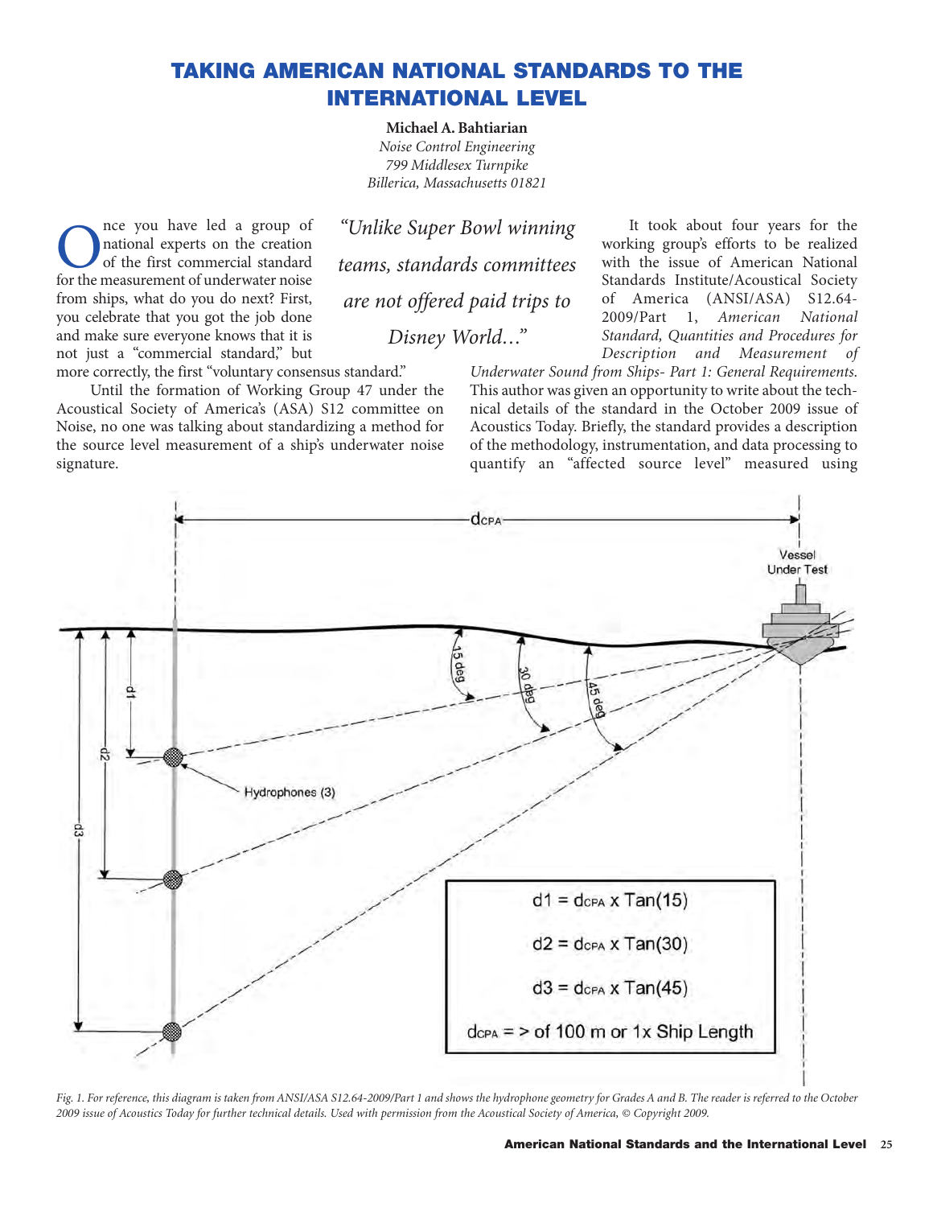# TAKING AMERICAN NATIONAL STANDARDS TO THE INTERNATIONAL LEVEL

**Michael A. Bahtiarian**
*Noise Control Engineering*
*799 Middlesex Turnpike*
*Billerica, Massachusetts 01821*

Once you have led a group of national experts on the creation of the first commercial standard for the measurement of underwater noise from ships, what do you do next? First, you celebrate that you got the job done and make sure everyone knows that it is not just a "commercial standard," but more correctly, the first "voluntary consensus standard."

Until the formation of Working Group 47 under the Acoustical Society of America's (ASA) S12 committee on Noise, no one was talking about standardizing a method for the source level measurement of a ship's underwater noise signature.

*"Unlike Super Bowl winning teams, standards committees are not offered paid trips to Disney World…"*

It took about four years for the working group's efforts to be realized with the issue of American National Standards Institute/Acoustical Society of America (ANSI/ASA) S12.64-2009/Part 1, *American National Standard, Quantities and Procedures for Description and Measurement of Underwater Sound from Ships- Part 1: General Requirements.* This author was given an opportunity to write about the technical details of the standard in the October 2009 issue of Acoustics Today. Briefly, the standard provides a description of the methodology, instrumentation, and data processing to quantify an "affected source level" measured using

*Fig. 1. For reference, this diagram is taken from ANSI/ASA S12.64-2009/Part 1 and shows the hydrophone geometry for Grades A and B. The reader is referred to the October 2009 issue of Acoustics Today for further technical details. Used with permission from the Acoustical Society of America, © Copyright 2009.*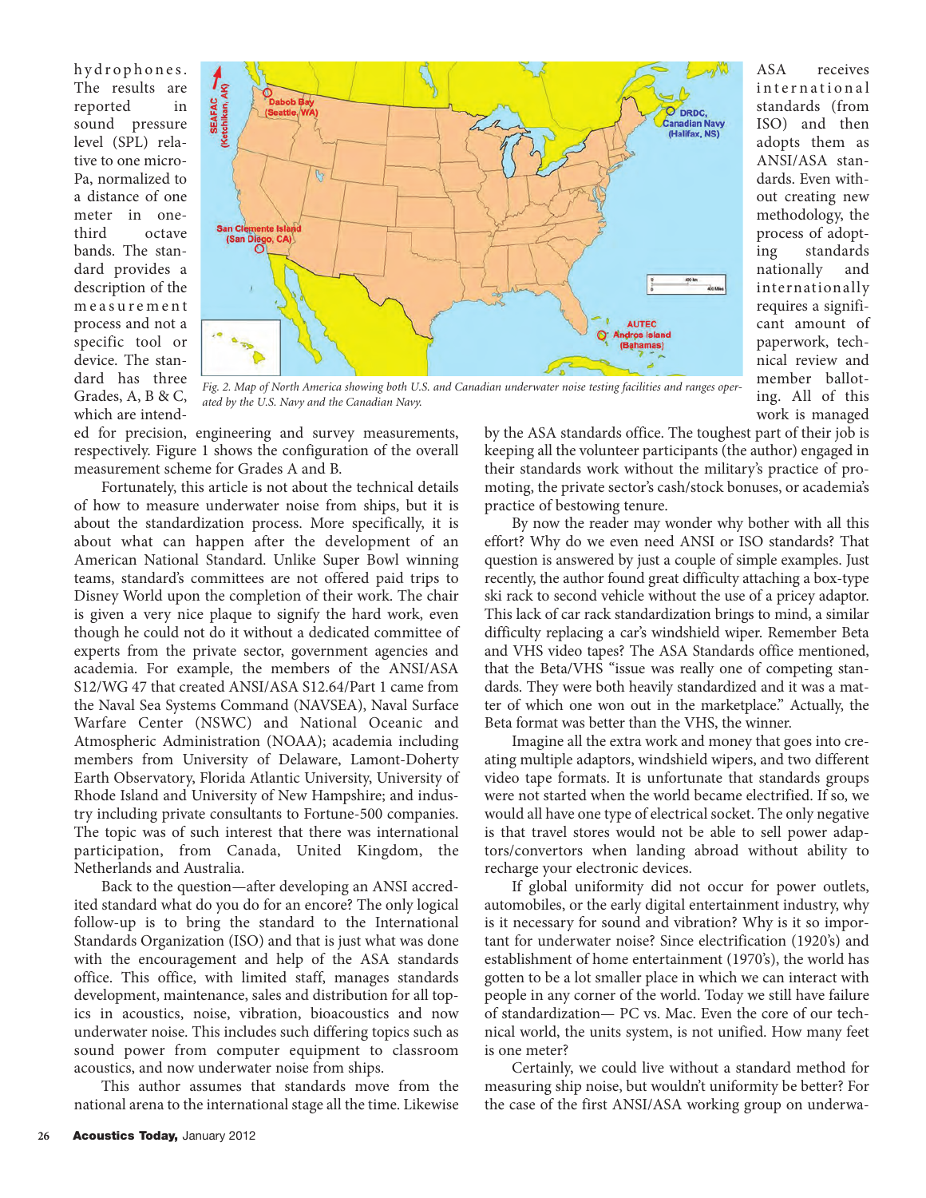hydrophones. The results are reported in sound pressure level (SPL) relative to one microPa, normalized to a distance of one meter in one-third octave bands. The standard provides a description of the measurement process and not a specific tool or device. The standard has three Grades, A, B & C, which are intended for precision, engineering and survey measurements, respectively. Figure 1 shows the configuration of the overall measurement scheme for Grades A and B.

*Fig. 2. Map of North America showing both U.S. and Canadian underwater noise testing facilities and ranges operated by the U.S. Navy and the Canadian Navy.*

Fortunately, this article is not about the technical details of how to measure underwater noise from ships, but it is about the standardization process. More specifically, it is about what can happen after the development of an American National Standard. Unlike Super Bowl winning teams, standard's committees are not offered paid trips to Disney World upon the completion of their work. The chair is given a very nice plaque to signify the hard work, even though he could not do it without a dedicated committee of experts from the private sector, government agencies and academia. For example, the members of the ANSI/ASA S12/WG 47 that created ANSI/ASA S12.64/Part 1 came from the Naval Sea Systems Command (NAVSEA), Naval Surface Warfare Center (NSWC) and National Oceanic and Atmospheric Administration (NOAA); academia including members from University of Delaware, Lamont-Doherty Earth Observatory, Florida Atlantic University, University of Rhode Island and University of New Hampshire; and industry including private consultants to Fortune-500 companies. The topic was of such interest that there was international participation, from Canada, United Kingdom, the Netherlands and Australia.

Back to the question—after developing an ANSI accredited standard what do you do for an encore? The only logical follow-up is to bring the standard to the International Standards Organization (ISO) and that is just what was done with the encouragement and help of the ASA standards office. This office, with limited staff, manages standards development, maintenance, sales and distribution for all topics in acoustics, noise, vibration, bioacoustics and now underwater noise. This includes such differing topics such as sound power from computer equipment to classroom acoustics, and now underwater noise from ships.

This author assumes that standards move from the national arena to the international stage all the time. Likewise ASA receives international standards (from ISO) and then adopts them as ANSI/ASA standards. Even without creating new methodology, the process of adopting standards nationally and internationally requires a significant amount of paperwork, technical review and member balloting. All of this work is managed by the ASA standards office. The toughest part of their job is keeping all the volunteer participants (the author) engaged in their standards work without the military's practice of promoting, the private sector's cash/stock bonuses, or academia's practice of bestowing tenure.

By now the reader may wonder why bother with all this effort? Why do we even need ANSI or ISO standards? That question is answered by just a couple of simple examples. Just recently, the author found great difficulty attaching a box-type ski rack to second vehicle without the use of a pricey adaptor. This lack of car rack standardization brings to mind, a similar difficulty replacing a car's windshield wiper. Remember Beta and VHS video tapes? The ASA Standards office mentioned, that the Beta/VHS "issue was really one of competing standards. They were both heavily standardized and it was a matter of which one won out in the marketplace." Actually, the Beta format was better than the VHS, the winner.

Imagine all the extra work and money that goes into creating multiple adaptors, windshield wipers, and two different video tape formats. It is unfortunate that standards groups were not started when the world became electrified. If so, we would all have one type of electrical socket. The only negative is that travel stores would not be able to sell power adaptors/convertors when landing abroad without ability to recharge your electronic devices.

If global uniformity did not occur for power outlets, automobiles, or the early digital entertainment industry, why is it necessary for sound and vibration? Why is it so important for underwater noise? Since electrification (1920's) and establishment of home entertainment (1970's), the world has gotten to be a lot smaller place in which we can interact with people in any corner of the world. Today we still have failure of standardization— PC vs. Mac. Even the core of our technical world, the units system, is not unified. How many feet is one meter?

Certainly, we could live without a standard method for measuring ship noise, but wouldn't uniformity be better? For the case of the first ANSI/ASA working group on underwa-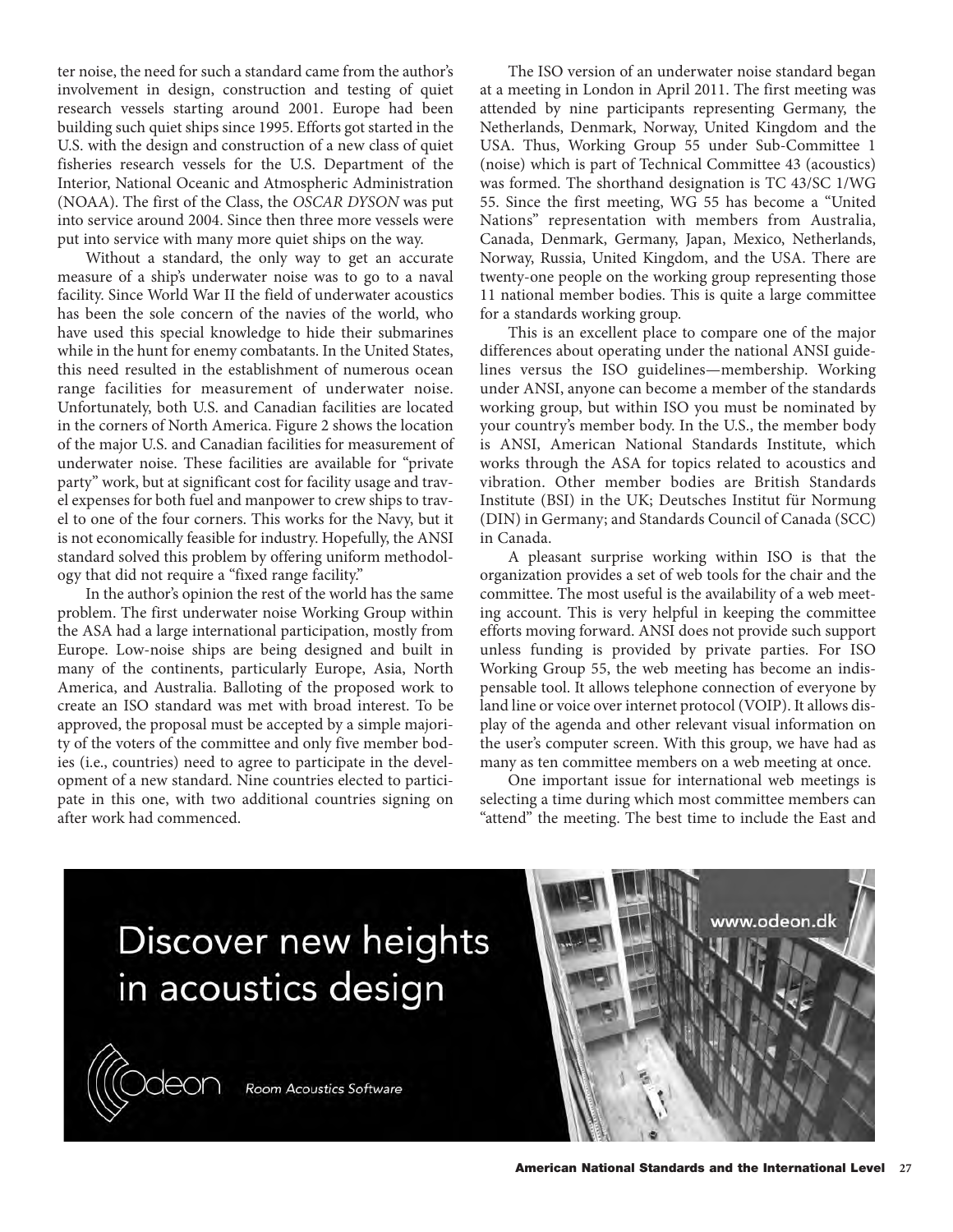ter noise, the need for such a standard came from the author's involvement in design, construction and testing of quiet research vessels starting around 2001. Europe had been building such quiet ships since 1995. Efforts got started in the U.S. with the design and construction of a new class of quiet fisheries research vessels for the U.S. Department of the Interior, National Oceanic and Atmospheric Administration (NOAA). The first of the Class, the *OSCAR DYSON* was put into service around 2004. Since then three more vessels were put into service with many more quiet ships on the way.

Without a standard, the only way to get an accurate measure of a ship's underwater noise was to go to a naval facility. Since World War II the field of underwater acoustics has been the sole concern of the navies of the world, who have used this special knowledge to hide their submarines while in the hunt for enemy combatants. In the United States, this need resulted in the establishment of numerous ocean range facilities for measurement of underwater noise. Unfortunately, both U.S. and Canadian facilities are located in the corners of North America. Figure 2 shows the location of the major U.S. and Canadian facilities for measurement of underwater noise. These facilities are available for "private party" work, but at significant cost for facility usage and travel expenses for both fuel and manpower to crew ships to travel to one of the four corners. This works for the Navy, but it is not economically feasible for industry. Hopefully, the ANSI standard solved this problem by offering uniform methodology that did not require a "fixed range facility."

In the author's opinion the rest of the world has the same problem. The first underwater noise Working Group within the ASA had a large international participation, mostly from Europe. Low-noise ships are being designed and built in many of the continents, particularly Europe, Asia, North America, and Australia. Balloting of the proposed work to create an ISO standard was met with broad interest. To be approved, the proposal must be accepted by a simple majority of the voters of the committee and only five member bodies (i.e., countries) need to agree to participate in the development of a new standard. Nine countries elected to participate in this one, with two additional countries signing on after work had commenced.

The ISO version of an underwater noise standard began at a meeting in London in April 2011. The first meeting was attended by nine participants representing Germany, the Netherlands, Denmark, Norway, United Kingdom and the USA. Thus, Working Group 55 under Sub-Committee 1 (noise) which is part of Technical Committee 43 (acoustics) was formed. The shorthand designation is TC 43/SC 1/WG 55. Since the first meeting, WG 55 has become a "United Nations" representation with members from Australia, Canada, Denmark, Germany, Japan, Mexico, Netherlands, Norway, Russia, United Kingdom, and the USA. There are twenty-one people on the working group representing those 11 national member bodies. This is quite a large committee for a standards working group.

This is an excellent place to compare one of the major differences about operating under the national ANSI guidelines versus the ISO guidelines—membership. Working under ANSI, anyone can become a member of the standards working group, but within ISO you must be nominated by your country's member body. In the U.S., the member body is ANSI, American National Standards Institute, which works through the ASA for topics related to acoustics and vibration. Other member bodies are British Standards Institute (BSI) in the UK; Deutsches Institut für Normung (DIN) in Germany; and Standards Council of Canada (SCC) in Canada.

A pleasant surprise working within ISO is that the organization provides a set of web tools for the chair and the committee. The most useful is the availability of a web meeting account. This is very helpful in keeping the committee efforts moving forward. ANSI does not provide such support unless funding is provided by private parties. For ISO Working Group 55, the web meeting has become an indispensable tool. It allows telephone connection of everyone by land line or voice over internet protocol (VOIP). It allows display of the agenda and other relevant visual information on the user's computer screen. With this group, we have had as many as ten committee members on a web meeting at once.

One important issue for international web meetings is selecting a time during which most committee members can "attend" the meeting. The best time to include the East and

Discover new heights in acoustics design

Odeon Room Acoustics Software

www.odeon.dk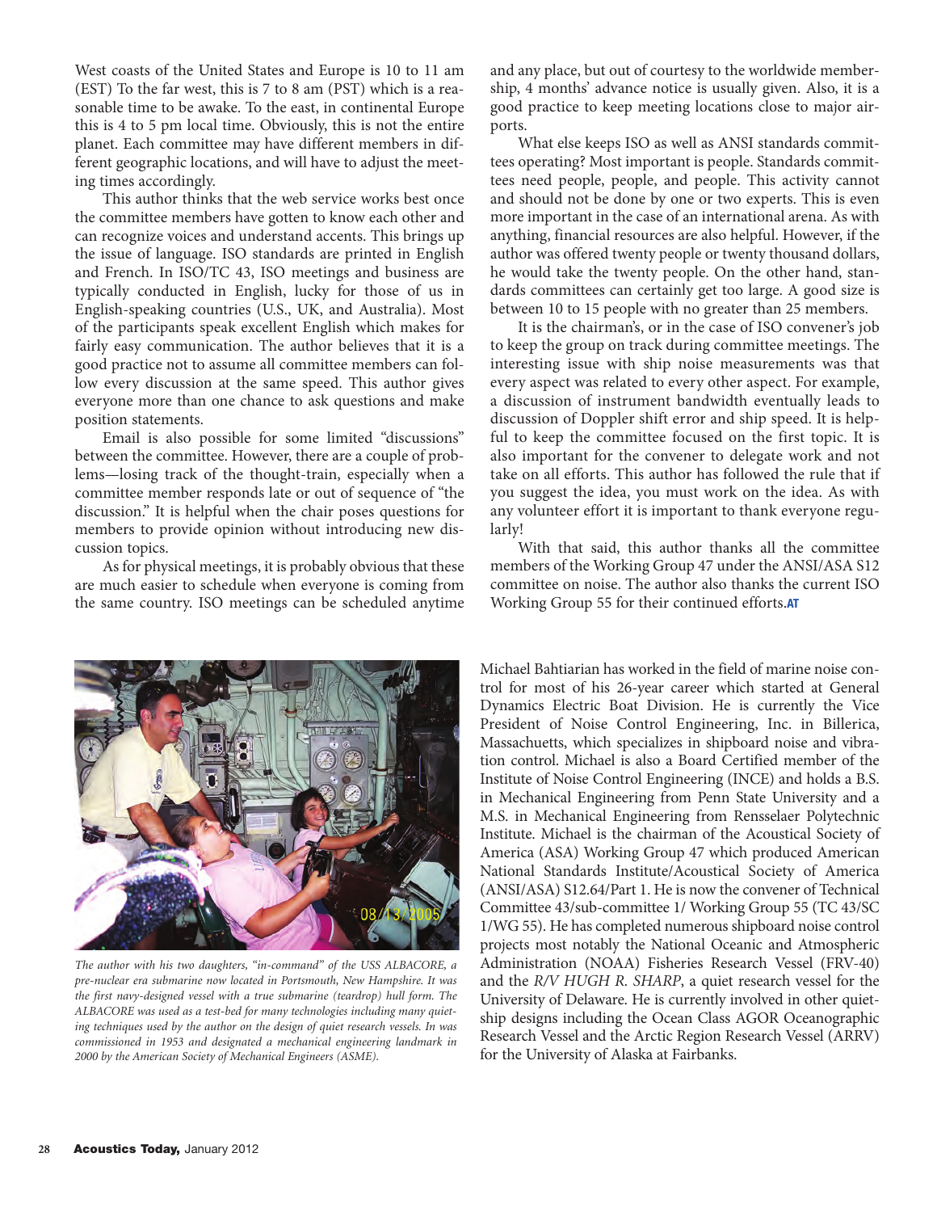West coasts of the United States and Europe is 10 to 11 am (EST) To the far west, this is 7 to 8 am (PST) which is a reasonable time to be awake. To the east, in continental Europe this is 4 to 5 pm local time. Obviously, this is not the entire planet. Each committee may have different members in different geographic locations, and will have to adjust the meeting times accordingly.

This author thinks that the web service works best once the committee members have gotten to know each other and can recognize voices and understand accents. This brings up the issue of language. ISO standards are printed in English and French. In ISO/TC 43, ISO meetings and business are typically conducted in English, lucky for those of us in English-speaking countries (U.S., UK, and Australia). Most of the participants speak excellent English which makes for fairly easy communication. The author believes that it is a good practice not to assume all committee members can follow every discussion at the same speed. This author gives everyone more than one chance to ask questions and make position statements.

Email is also possible for some limited "discussions" between the committee. However, there are a couple of problems—losing track of the thought-train, especially when a committee member responds late or out of sequence of "the discussion." It is helpful when the chair poses questions for members to provide opinion without introducing new discussion topics.

As for physical meetings, it is probably obvious that these are much easier to schedule when everyone is coming from the same country. ISO meetings can be scheduled anytime and any place, but out of courtesy to the worldwide membership, 4 months' advance notice is usually given. Also, it is a good practice to keep meeting locations close to major airports.

What else keeps ISO as well as ANSI standards committees operating? Most important is people. Standards committees need people, people, and people. This activity cannot and should not be done by one or two experts. This is even more important in the case of an international arena. As with anything, financial resources are also helpful. However, if the author was offered twenty people or twenty thousand dollars, he would take the twenty people. On the other hand, standards committees can certainly get too large. A good size is between 10 to 15 people with no greater than 25 members.

It is the chairman's, or in the case of ISO convener's job to keep the group on track during committee meetings. The interesting issue with ship noise measurements was that every aspect was related to every other aspect. For example, a discussion of instrument bandwidth eventually leads to discussion of Doppler shift error and ship speed. It is helpful to keep the committee focused on the first topic. It is also important for the convener to delegate work and not take on all efforts. This author has followed the rule that if you suggest the idea, you must work on the idea. As with any volunteer effort it is important to thank everyone regularly!

With that said, this author thanks all the committee members of the Working Group 47 under the ANSI/ASA S12 committee on noise. The author also thanks the current ISO Working Group 55 for their continued efforts.**AT**

*The author with his two daughters, "in-command" of the USS ALBACORE, a pre-nuclear era submarine now located in Portsmouth, New Hampshire. It was the first navy-designed vessel with a true submarine (teardrop) hull form. The ALBACORE was used as a test-bed for many technologies including many quieting techniques used by the author on the design of quiet research vessels. In was commissioned in 1953 and designated a mechanical engineering landmark in 2000 by the American Society of Mechanical Engineers (ASME).*

Michael Bahtiarian has worked in the field of marine noise control for most of his 26-year career which started at General Dynamics Electric Boat Division. He is currently the Vice President of Noise Control Engineering, Inc. in Billerica, Massachuetts, which specializes in shipboard noise and vibration control. Michael is also a Board Certified member of the Institute of Noise Control Engineering (INCE) and holds a B.S. in Mechanical Engineering from Penn State University and a M.S. in Mechanical Engineering from Rensselaer Polytechnic Institute. Michael is the chairman of the Acoustical Society of America (ASA) Working Group 47 which produced American National Standards Institute/Acoustical Society of America (ANSI/ASA) S12.64/Part 1. He is now the convener of Technical Committee 43/sub-committee 1/ Working Group 55 (TC 43/SC 1/WG 55). He has completed numerous shipboard noise control projects most notably the National Oceanic and Atmospheric Administration (NOAA) Fisheries Research Vessel (FRV-40) and the *R/V HUGH R. SHARP*, a quiet research vessel for the University of Delaware. He is currently involved in other quiet-ship designs including the Ocean Class AGOR Oceanographic Research Vessel and the Arctic Region Research Vessel (ARRV) for the University of Alaska at Fairbanks.